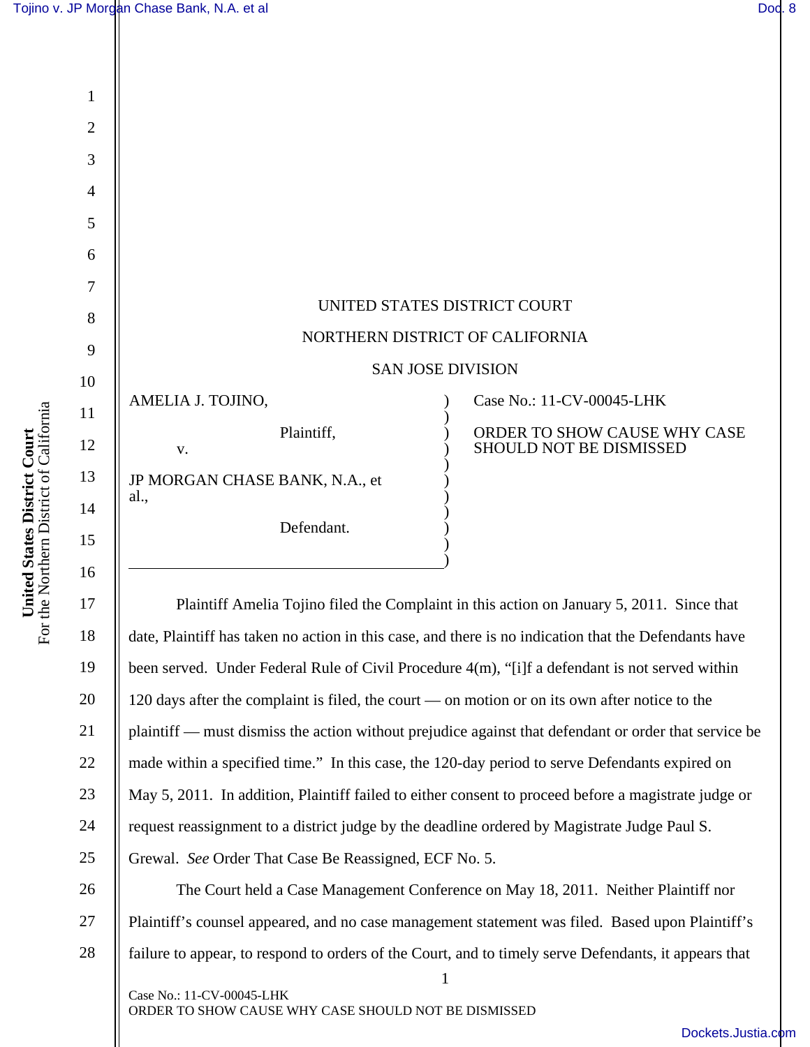UNITED STATES DISTRICT COURT

NORTHERN DISTRICT OF CALIFORNIA

SAN JOSE DIVISION

AMELIA J. TOJINO,

Plaintiff,

v.

JP MORGAN CHASE BANK, N.A., et al.,

Defendant.

Case No.: 11-CV-00045-LHK

ORDER TO SHOW CAUSE WHY CASE SHOULD NOT BE DISMISSED

Plaintiff Amelia Tojino filed the Complaint in this action on January 5, 2011. Since that date, Plaintiff has taken no action in this case, and there is no indication that the Defendants have been served. Under Federal Rule of Civil Procedure 4(m), "[i]f a defendant is not served within 120 days after the complaint is filed, the court — on motion or on its own after notice to the plaintiff — must dismiss the action without prejudice against that defendant or order that service be made within a specified time." In this case, the 120-day period to serve Defendants expired on May 5, 2011. In addition, Plaintiff failed to either consent to proceed before a magistrate judge or request reassignment to a district judge by the deadline ordered by Magistrate Judge Paul S. Grewal. *See* Order That Case Be Reassigned, ECF No. 5.

The Court held a Case Management Conference on May 18, 2011. Neither Plaintiff nor Plaintiff's counsel appeared, and no case management statement was filed. Based upon Plaintiff's failure to appear, to respond to orders of the Court, and to timely serve Defendants, it appears that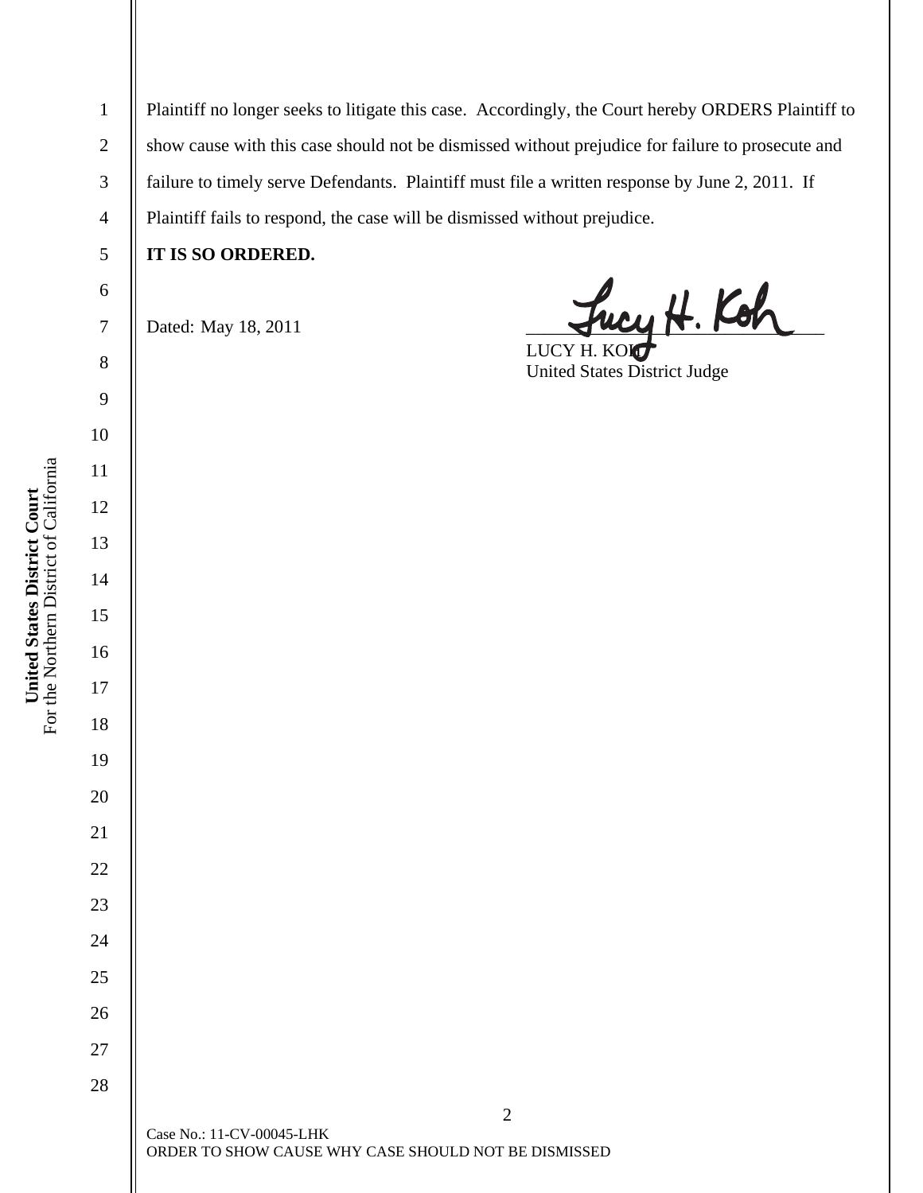Plaintiff no longer seeks to litigate this case. Accordingly, the Court hereby ORDERS Plaintiff to show cause with this case should not be dismissed without prejudice for failure to prosecute and failure to timely serve Defendants. Plaintiff must file a written response by June 2, 2011. If Plaintiff fails to respond, the case will be dismissed without prejudice.

**IT IS SO ORDERED.**

Dated: May 18, 2011

LUCY H. KOH
United States District Judge

Case No.: 11-CV-00045-LHK
ORDER TO SHOW CAUSE WHY CASE SHOULD NOT BE DISMISSED